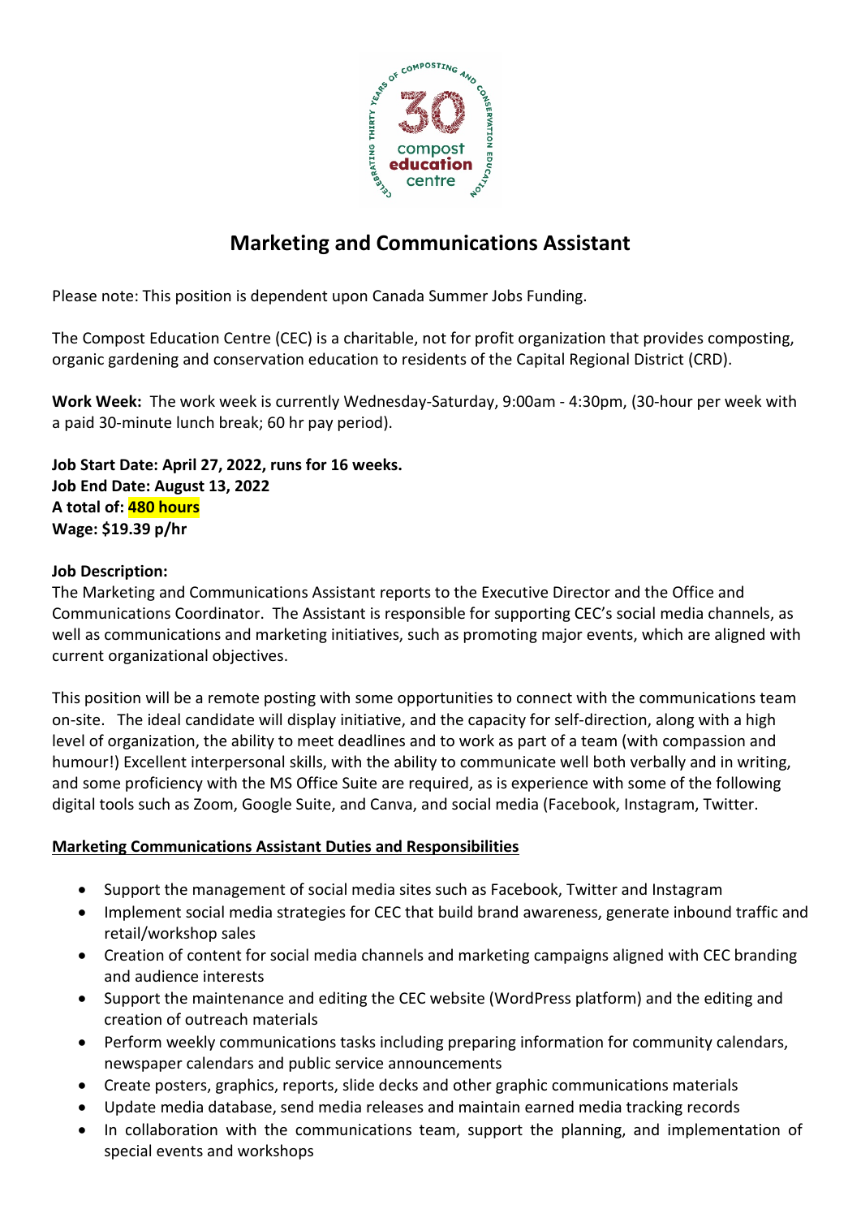# Marketing and Communications Assistant

Please note: This position is dependent upon Canada Summer Jobs Funding.

The Compost Education Centre (CEC) is a charitable, not for profit organization that provides composting, organic gardening and conservation education to residents of the Capital Regional District (CRD).

**Work Week:** The work week is currently Wednesday-Saturday, 9:00am - 4:30pm, (30-hour per week with a paid 30-minute lunch break; 60 hr pay period).

**Job Start Date: April 27, 2022, runs for 16 weeks.**
**Job End Date: August 13, 2022**
**A total of: 480 hours**
**Wage: $19.39 p/hr**

**Job Description:**
The Marketing and Communications Assistant reports to the Executive Director and the Office and Communications Coordinator. The Assistant is responsible for supporting CEC's social media channels, as well as communications and marketing initiatives, such as promoting major events, which are aligned with current organizational objectives.

This position will be a remote posting with some opportunities to connect with the communications team on-site. The ideal candidate will display initiative, and the capacity for self-direction, along with a high level of organization, the ability to meet deadlines and to work as part of a team (with compassion and humour!) Excellent interpersonal skills, with the ability to communicate well both verbally and in writing, and some proficiency with the MS Office Suite are required, as is experience with some of the following digital tools such as Zoom, Google Suite, and Canva, and social media (Facebook, Instagram, Twitter.

**Marketing Communications Assistant Duties and Responsibilities**

- Support the management of social media sites such as Facebook, Twitter and Instagram
- Implement social media strategies for CEC that build brand awareness, generate inbound traffic and retail/workshop sales
- Creation of content for social media channels and marketing campaigns aligned with CEC branding and audience interests
- Support the maintenance and editing the CEC website (WordPress platform) and the editing and creation of outreach materials
- Perform weekly communications tasks including preparing information for community calendars, newspaper calendars and public service announcements
- Create posters, graphics, reports, slide decks and other graphic communications materials
- Update media database, send media releases and maintain earned media tracking records
- In collaboration with the communications team, support the planning, and implementation of special events and workshops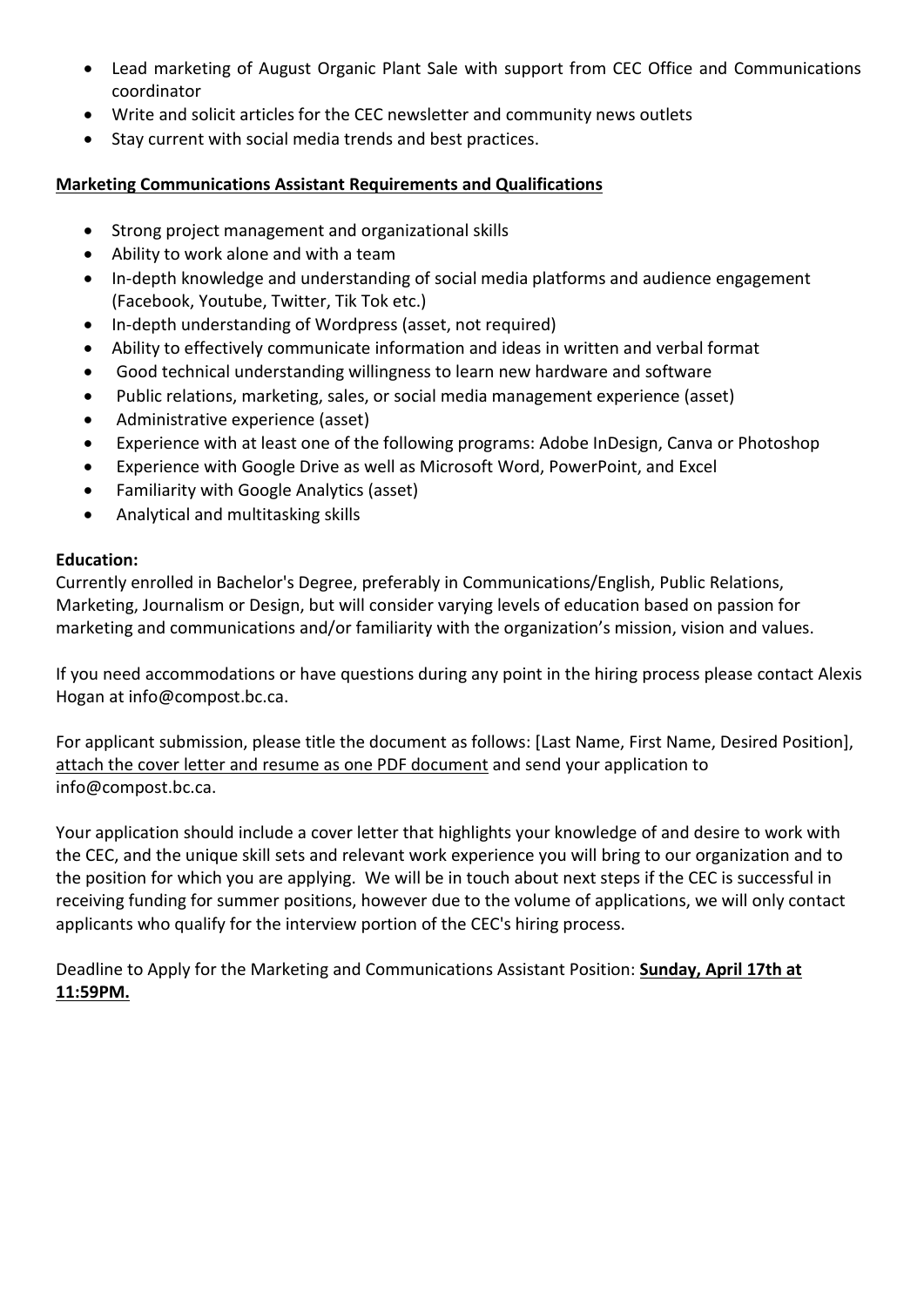- Lead marketing of August Organic Plant Sale with support from CEC Office and Communications coordinator
- Write and solicit articles for the CEC newsletter and community news outlets
- Stay current with social media trends and best practices.

**Marketing Communications Assistant Requirements and Qualifications**

- Strong project management and organizational skills
- Ability to work alone and with a team
- In-depth knowledge and understanding of social media platforms and audience engagement (Facebook, Youtube, Twitter, Tik Tok etc.)
- In-depth understanding of Wordpress (asset, not required)
- Ability to effectively communicate information and ideas in written and verbal format
- Good technical understanding willingness to learn new hardware and software
- Public relations, marketing, sales, or social media management experience (asset)
- Administrative experience (asset)
- Experience with at least one of the following programs: Adobe InDesign, Canva or Photoshop
- Experience with Google Drive as well as Microsoft Word, PowerPoint, and Excel
- Familiarity with Google Analytics (asset)
- Analytical and multitasking skills

**Education:**
Currently enrolled in Bachelor's Degree, preferably in Communications/English, Public Relations, Marketing, Journalism or Design, but will consider varying levels of education based on passion for marketing and communications and/or familiarity with the organization's mission, vision and values.

If you need accommodations or have questions during any point in the hiring process please contact Alexis Hogan at info@compost.bc.ca.

For applicant submission, please title the document as follows: [Last Name, First Name, Desired Position], attach the cover letter and resume as one PDF document and send your application to info@compost.bc.ca.

Your application should include a cover letter that highlights your knowledge of and desire to work with the CEC, and the unique skill sets and relevant work experience you will bring to our organization and to the position for which you are applying. We will be in touch about next steps if the CEC is successful in receiving funding for summer positions, however due to the volume of applications, we will only contact applicants who qualify for the interview portion of the CEC's hiring process.

Deadline to Apply for the Marketing and Communications Assistant Position: **Sunday, April 17th at 11:59PM.**